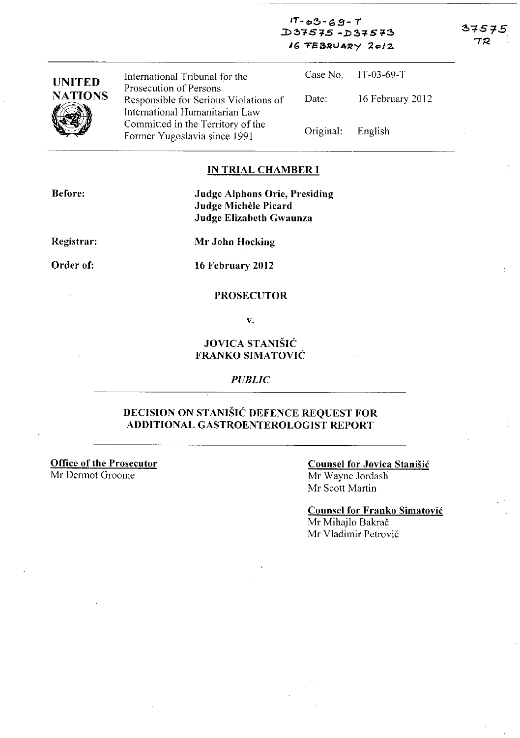IT-03-69-T
D37575 - D37573
16 FEBRUARY 2012

37575
TR

| UNITED NATIONS | International Tribunal for the Prosecution of Persons Responsible for Serious Violations of International Humanitarian Law Committed in the Territory of the Former Yugoslavia since 1991 | Case No. | IT-03-69-T |
|---|---|---|---|
| | | Date: | 16 February 2012 |
| | | Original: | English |

## IN TRIAL CHAMBER I

**Before:** **Judge Alphons Orie, Presiding**
**Judge Michèle Picard**
**Judge Elizabeth Gwaunza**

**Registrar:** **Mr John Hocking**

**Order of:** **16 February 2012**

**PROSECUTOR**

**v.**

**JOVICA STANIŠIĆ**
**FRANKO SIMATOVIĆ**

*PUBLIC*

## DECISION ON STANIŠIĆ DEFENCE REQUEST FOR ADDITIONAL GASTROENTEROLOGIST REPORT

**Office of the Prosecutor**
Mr Dermot Groome

**Counsel for Jovica Stanišić**
Mr Wayne Jordash
Mr Scott Martin

**Counsel for Franko Simatović**
Mr Mihajlo Bakrač
Mr Vladimir Petrović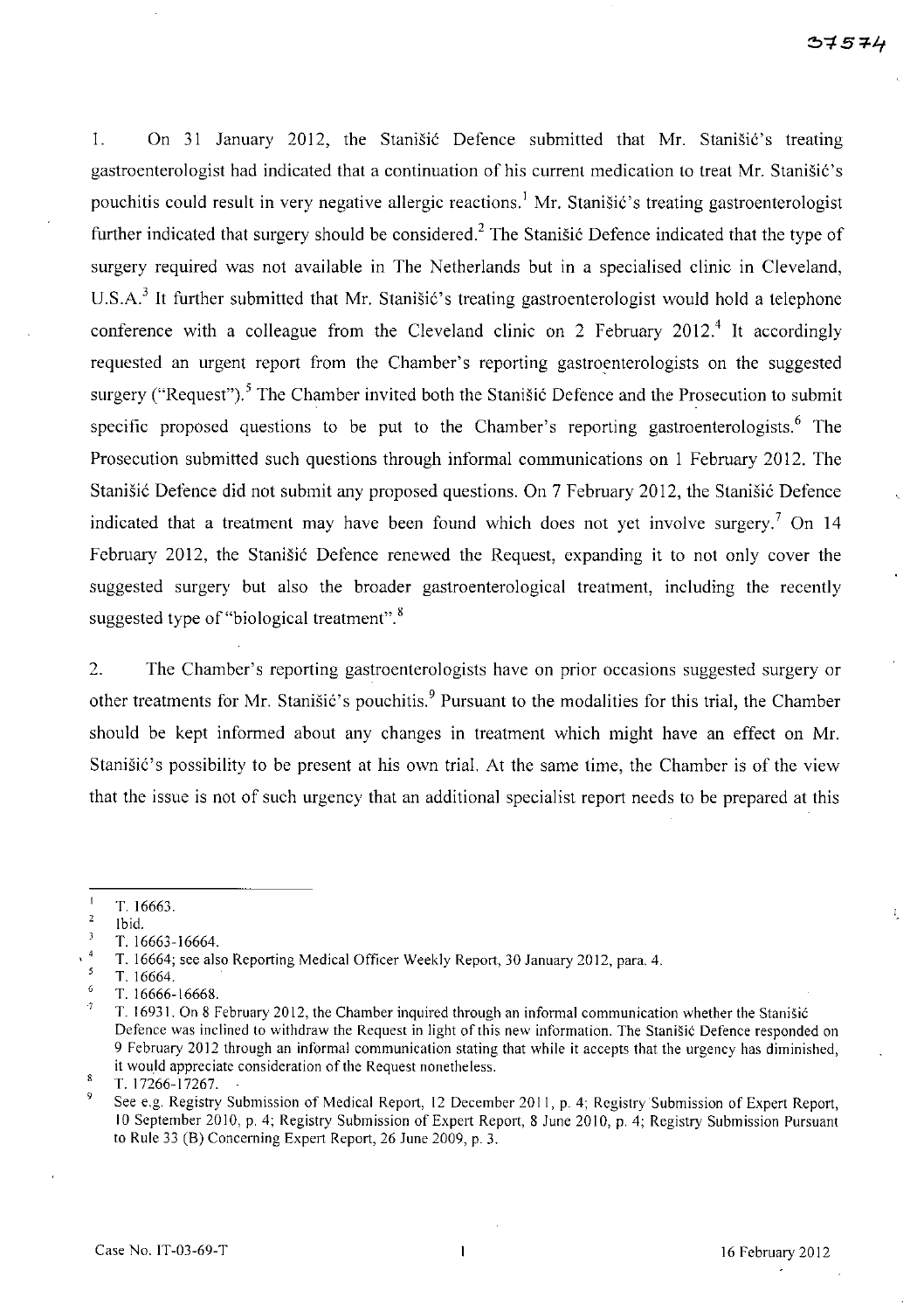1. On 31 January 2012, the Stanišić Defence submitted that Mr. Stanišić's treating gastroenterologist had indicated that a continuation of his current medication to treat Mr. Stanišić's pouchitis could result in very negative allergic reactions.[1] Mr. Stanišić's treating gastroenterologist further indicated that surgery should be considered.[2] The Stanišić Defence indicated that the type of surgery required was not available in The Netherlands but in a specialised clinic in Cleveland, U.S.A.[3] It further submitted that Mr. Stanišić's treating gastroenterologist would hold a telephone conference with a colleague from the Cleveland clinic on 2 February 2012.[4] It accordingly requested an urgent report from the Chamber's reporting gastroenterologists on the suggested surgery ("Request").[5] The Chamber invited both the Stanišić Defence and the Prosecution to submit specific proposed questions to be put to the Chamber's reporting gastroenterologists.[6] The Prosecution submitted such questions through informal communications on 1 February 2012. The Stanišić Defence did not submit any proposed questions. On 7 February 2012, the Stanišić Defence indicated that a treatment may have been found which does not yet involve surgery.[7] On 14 February 2012, the Stanišić Defence renewed the Request, expanding it to not only cover the suggested surgery but also the broader gastroenterological treatment, including the recently suggested type of "biological treatment".[8]

2. The Chamber's reporting gastroenterologists have on prior occasions suggested surgery or other treatments for Mr. Stanišić's pouchitis.[9] Pursuant to the modalities for this trial, the Chamber should be kept informed about any changes in treatment which might have an effect on Mr. Stanišić's possibility to be present at his own trial. At the same time, the Chamber is of the view that the issue is not of such urgency that an additional specialist report needs to be prepared at this

---

[1] T. 16663.

[2] Ibid.

[3] T. 16663-16664.

[4] T. 16664; see also Reporting Medical Officer Weekly Report, 30 January 2012, para. 4.

[5] T. 16664.

[6] T. 16666-16668.

[7] T. 16931. On 8 February 2012, the Chamber inquired through an informal communication whether the Stanišić Defence was inclined to withdraw the Request in light of this new information. The Stanišić Defence responded on 9 February 2012 through an informal communication stating that while it accepts that the urgency has diminished, it would appreciate consideration of the Request nonetheless.

[8] T. 17266-17267.

[9] See e.g. Registry Submission of Medical Report, 12 December 2011, p. 4; Registry Submission of Expert Report, 10 September 2010, p. 4; Registry Submission of Expert Report, 8 June 2010, p. 4; Registry Submission Pursuant to Rule 33 (B) Concerning Expert Report, 26 June 2009, p. 3.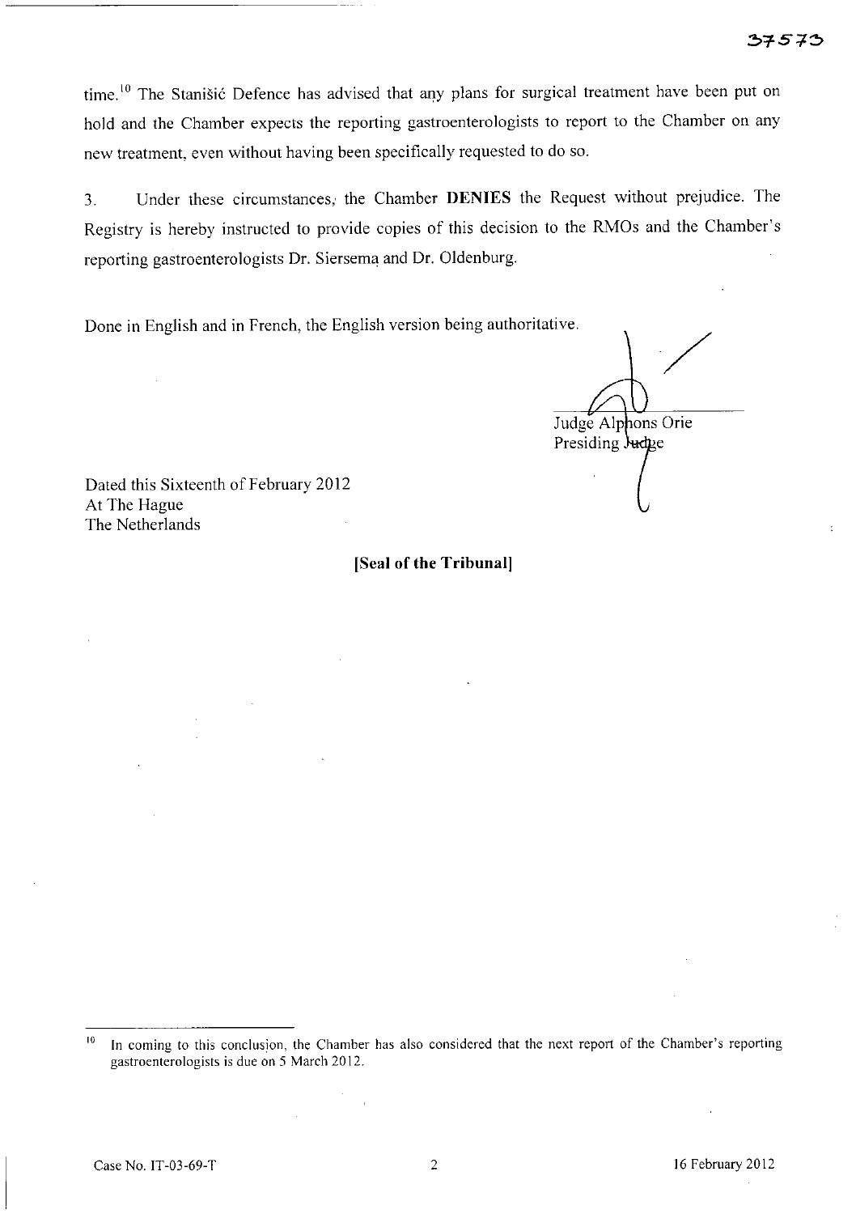time.[10] The Stanišić Defence has advised that any plans for surgical treatment have been put on hold and the Chamber expects the reporting gastroenterologists to report to the Chamber on any new treatment, even without having been specifically requested to do so.

3. Under these circumstances, the Chamber **DENIES** the Request without prejudice. The Registry is hereby instructed to provide copies of this decision to the RMOs and the Chamber's reporting gastroenterologists Dr. Siersema and Dr. Oldenburg.

Done in English and in French, the English version being authoritative.

Judge Alphons Orie
Presiding Judge

Dated this Sixteenth of February 2012
At The Hague
The Netherlands

**[Seal of the Tribunal]**

---

[10] In coming to this conclusion, the Chamber has also considered that the next report of the Chamber's reporting gastroenterologists is due on 5 March 2012.